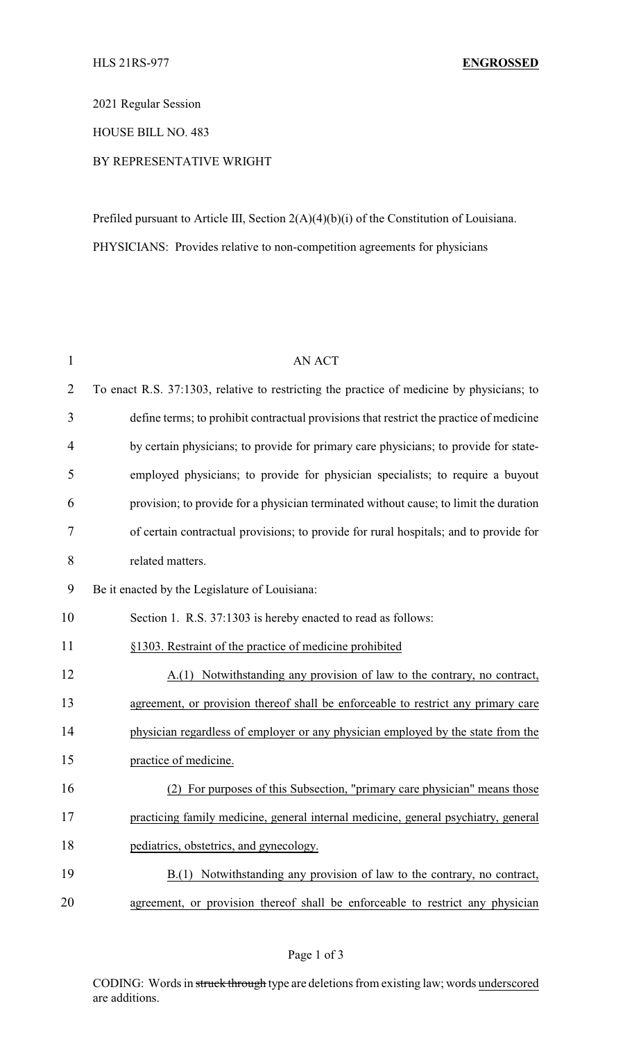HLS 21RS-977 **ENGROSSED**

2021 Regular Session

HOUSE BILL NO. 483

BY REPRESENTATIVE WRIGHT

Prefiled pursuant to Article III, Section 2(A)(4)(b)(i) of the Constitution of Louisiana.

PHYSICIANS: Provides relative to non-competition agreements for physicians

AN ACT

To enact R.S. 37:1303, relative to restricting the practice of medicine by physicians; to define terms; to prohibit contractual provisions that restrict the practice of medicine by certain physicians; to provide for primary care physicians; to provide for state-employed physicians; to provide for physician specialists; to require a buyout provision; to provide for a physician terminated without cause; to limit the duration of certain contractual provisions; to provide for rural hospitals; and to provide for related matters.

Be it enacted by the Legislature of Louisiana:

Section 1. R.S. 37:1303 is hereby enacted to read as follows:

§1303. Restraint of the practice of medicine prohibited

A.(1) Notwithstanding any provision of law to the contrary, no contract, agreement, or provision thereof shall be enforceable to restrict any primary care physician regardless of employer or any physician employed by the state from the practice of medicine.

(2) For purposes of this Subsection, "primary care physician" means those practicing family medicine, general internal medicine, general psychiatry, general pediatrics, obstetrics, and gynecology.

B.(1) Notwithstanding any provision of law to the contrary, no contract, agreement, or provision thereof shall be enforceable to restrict any physician

CODING: Words in ~~struck through~~ type are deletions from existing law; words underscored are additions.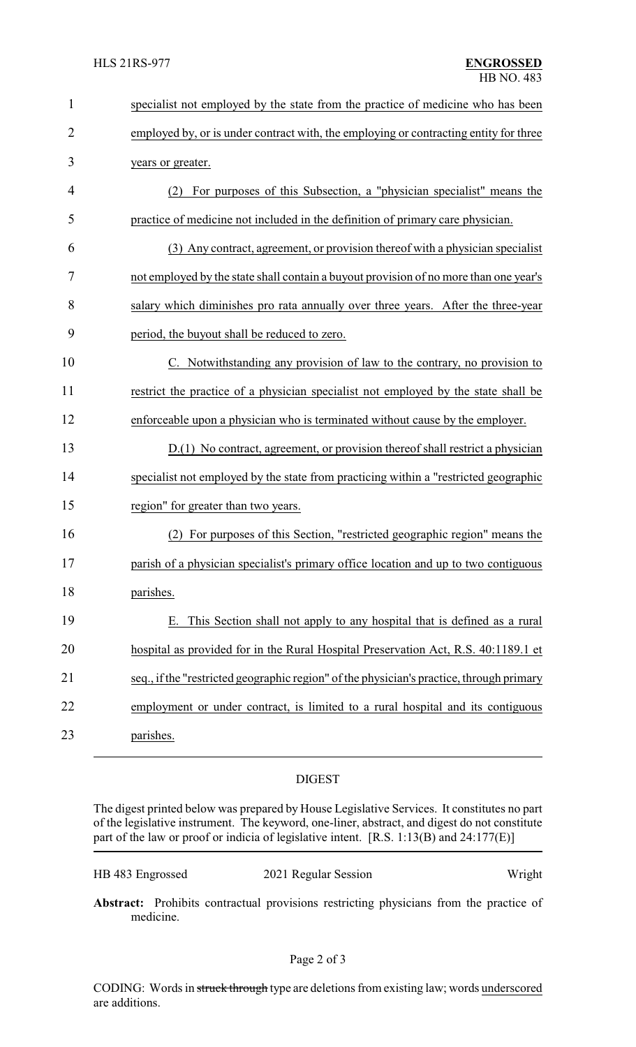specialist not employed by the state from the practice of medicine who has been employed by, or is under contract with, the employing or contracting entity for three years or greater.

(2) For purposes of this Subsection, a "physician specialist" means the practice of medicine not included in the definition of primary care physician.

(3) Any contract, agreement, or provision thereof with a physician specialist not employed by the state shall contain a buyout provision of no more than one year's salary which diminishes pro rata annually over three years. After the three-year period, the buyout shall be reduced to zero.

C. Notwithstanding any provision of law to the contrary, no provision to restrict the practice of a physician specialist not employed by the state shall be enforceable upon a physician who is terminated without cause by the employer.

D.(1) No contract, agreement, or provision thereof shall restrict a physician specialist not employed by the state from practicing within a "restricted geographic region" for greater than two years.

(2) For purposes of this Section, "restricted geographic region" means the parish of a physician specialist's primary office location and up to two contiguous parishes.

E. This Section shall not apply to any hospital that is defined as a rural hospital as provided for in the Rural Hospital Preservation Act, R.S. 40:1189.1 et seq., if the "restricted geographic region" of the physician's practice, through primary employment or under contract, is limited to a rural hospital and its contiguous parishes.

DIGEST

The digest printed below was prepared by House Legislative Services. It constitutes no part of the legislative instrument. The keyword, one-liner, abstract, and digest do not constitute part of the law or proof or indicia of legislative intent. [R.S. 1:13(B) and 24:177(E)]

HB 483 Engrossed    2021 Regular Session    Wright

**Abstract:** Prohibits contractual provisions restricting physicians from the practice of medicine.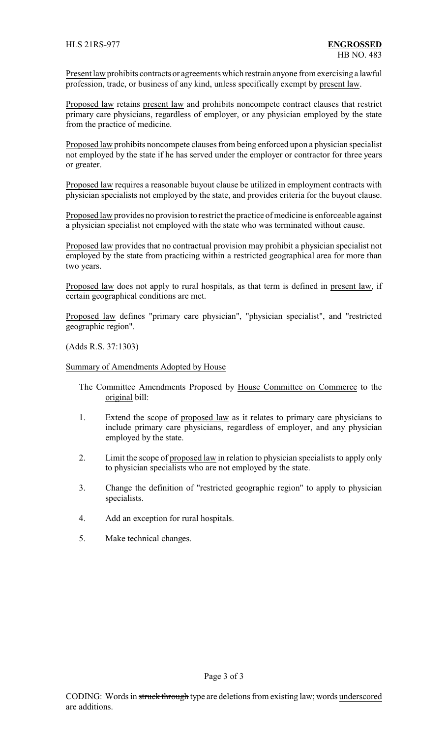Present law prohibits contracts or agreements which restrain anyone from exercising a lawful profession, trade, or business of any kind, unless specifically exempt by present law.

Proposed law retains present law and prohibits noncompete contract clauses that restrict primary care physicians, regardless of employer, or any physician employed by the state from the practice of medicine.

Proposed law prohibits noncompete clauses from being enforced upon a physician specialist not employed by the state if he has served under the employer or contractor for three years or greater.

Proposed law requires a reasonable buyout clause be utilized in employment contracts with physician specialists not employed by the state, and provides criteria for the buyout clause.

Proposed law provides no provision to restrict the practice of medicine is enforceable against a physician specialist not employed with the state who was terminated without cause.

Proposed law provides that no contractual provision may prohibit a physician specialist not employed by the state from practicing within a restricted geographical area for more than two years.

Proposed law does not apply to rural hospitals, as that term is defined in present law, if certain geographical conditions are met.

Proposed law defines "primary care physician", "physician specialist", and "restricted geographic region".

(Adds R.S. 37:1303)

Summary of Amendments Adopted by House

The Committee Amendments Proposed by House Committee on Commerce to the original bill:

1. Extend the scope of proposed law as it relates to primary care physicians to include primary care physicians, regardless of employer, and any physician employed by the state.

2. Limit the scope of proposed law in relation to physician specialists to apply only to physician specialists who are not employed by the state.

3. Change the definition of "restricted geographic region" to apply to physician specialists.

4. Add an exception for rural hospitals.

5. Make technical changes.

CODING: Words in ~~struck through~~ type are deletions from existing law; words underscored are additions.